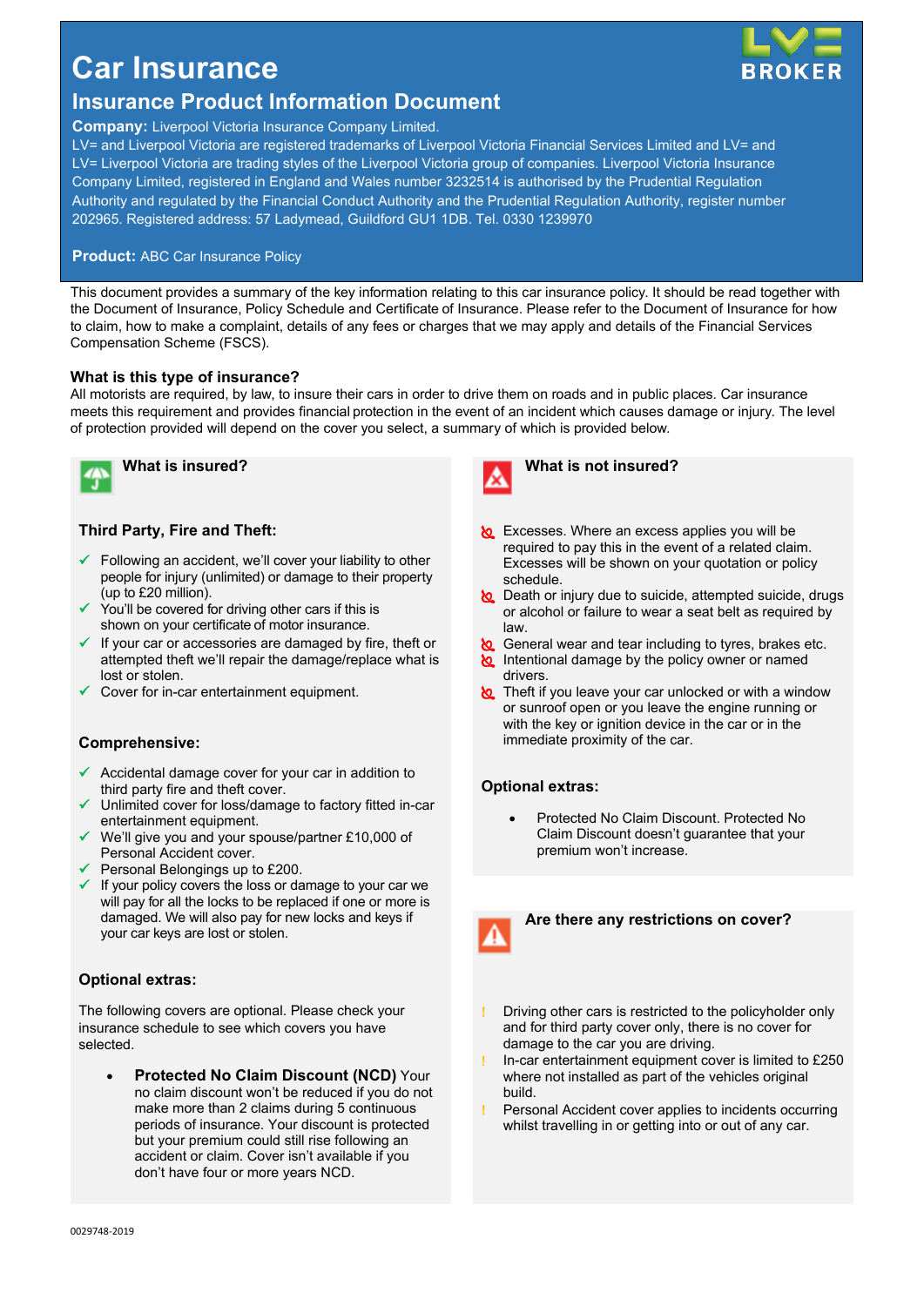// Not provided

# Car Insurance

## Insurance Product Information Document

**Company:** Liverpool Victoria Insurance Company Limited.
LV= and Liverpool Victoria are registered trademarks of Liverpool Victoria Financial Services Limited and LV= and LV= Liverpool Victoria are trading styles of the Liverpool Victoria group of companies. Liverpool Victoria Insurance Company Limited, registered in England and Wales number 3232514 is authorised by the Prudential Regulation Authority and regulated by the Financial Conduct Authority and the Prudential Regulation Authority, register number 202965. Registered address: 57 Ladymead, Guildford GU1 1DB. Tel. 0330 1239970

**Product:** ABC Car Insurance Policy

This document provides a summary of the key information relating to this car insurance policy. It should be read together with the Document of Insurance, Policy Schedule and Certificate of Insurance. Please refer to the Document of Insurance for how to claim, how to make a complaint, details of any fees or charges that we may apply and details of the Financial Services Compensation Scheme (FSCS).

### What is this type of insurance?

All motorists are required, by law, to insure their cars in order to drive them on roads and in public places. Car insurance meets this requirement and provides financial protection in the event of an incident which causes damage or injury. The level of protection provided will depend on the cover you select, a summary of which is provided below.

### What is insured?

#### Third Party, Fire and Theft:

- ✓ Following an accident, we'll cover your liability to other people for injury (unlimited) or damage to their property (up to £20 million).
- ✓ You'll be covered for driving other cars if this is shown on your certificate of motor insurance.
- ✓ If your car or accessories are damaged by fire, theft or attempted theft we'll repair the damage/replace what is lost or stolen.
- ✓ Cover for in-car entertainment equipment.

#### Comprehensive:

- ✓ Accidental damage cover for your car in addition to third party fire and theft cover.
- ✓ Unlimited cover for loss/damage to factory fitted in-car entertainment equipment.
- ✓ We'll give you and your spouse/partner £10,000 of Personal Accident cover.
- ✓ Personal Belongings up to £200.
- ✓ If your policy covers the loss or damage to your car we will pay for all the locks to be replaced if one or more is damaged. We will also pay for new locks and keys if your car keys are lost or stolen.

#### Optional extras:

The following covers are optional. Please check your insurance schedule to see which covers you have selected.

- **Protected No Claim Discount (NCD)** Your no claim discount won't be reduced if you do not make more than 2 claims during 5 continuous periods of insurance. Your discount is protected but your premium could still rise following an accident or claim. Cover isn't available if you don't have four or more years NCD.

### What is not insured?

- Excesses. Where an excess applies you will be required to pay this in the event of a related claim. Excesses will be shown on your quotation or policy schedule.
- Death or injury due to suicide, attempted suicide, drugs or alcohol or failure to wear a seat belt as required by law.
- General wear and tear including to tyres, brakes etc.
- Intentional damage by the policy owner or named drivers.
- Theft if you leave your car unlocked or with a window or sunroof open or you leave the engine running or with the key or ignition device in the car or in the immediate proximity of the car.

#### Optional extras:

- Protected No Claim Discount. Protected No Claim Discount doesn't guarantee that your premium won't increase.

### Are there any restrictions on cover?

- ! Driving other cars is restricted to the policyholder only and for third party cover only, there is no cover for damage to the car you are driving.
- ! In-car entertainment equipment cover is limited to £250 where not installed as part of the vehicles original build.
- ! Personal Accident cover applies to incidents occurring whilst travelling in or getting into or out of any car.

0029748-2019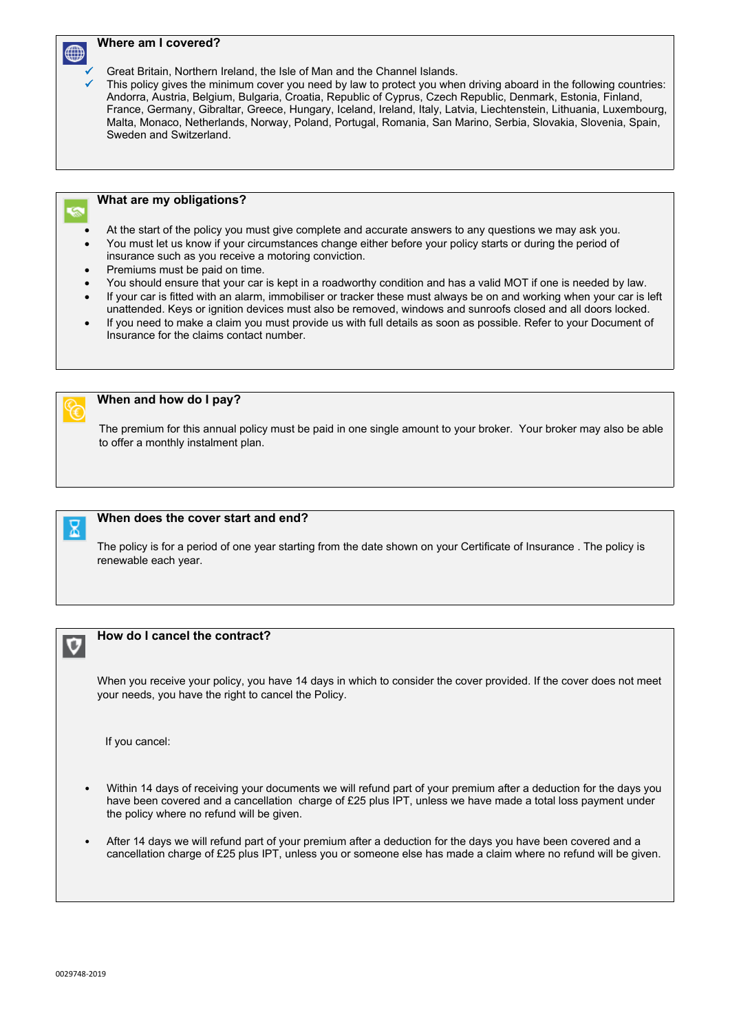## Where am I covered?

- ✓ Great Britain, Northern Ireland, the Isle of Man and the Channel Islands.
- ✓ This policy gives the minimum cover you need by law to protect you when driving aboard in the following countries: Andorra, Austria, Belgium, Bulgaria, Croatia, Republic of Cyprus, Czech Republic, Denmark, Estonia, Finland, France, Germany, Gibraltar, Greece, Hungary, Iceland, Ireland, Italy, Latvia, Liechtenstein, Lithuania, Luxembourg, Malta, Monaco, Netherlands, Norway, Poland, Portugal, Romania, San Marino, Serbia, Slovakia, Slovenia, Spain, Sweden and Switzerland.

## What are my obligations?

- At the start of the policy you must give complete and accurate answers to any questions we may ask you.
- You must let us know if your circumstances change either before your policy starts or during the period of insurance such as you receive a motoring conviction.
- Premiums must be paid on time.
- You should ensure that your car is kept in a roadworthy condition and has a valid MOT if one is needed by law.
- If your car is fitted with an alarm, immobiliser or tracker these must always be on and working when your car is left unattended. Keys or ignition devices must also be removed, windows and sunroofs closed and all doors locked.
- If you need to make a claim you must provide us with full details as soon as possible. Refer to your Document of Insurance for the claims contact number.

## When and how do I pay?

The premium for this annual policy must be paid in one single amount to your broker. Your broker may also be able to offer a monthly instalment plan.

## When does the cover start and end?

The policy is for a period of one year starting from the date shown on your Certificate of Insurance . The policy is renewable each year.

## How do I cancel the contract?

When you receive your policy, you have 14 days in which to consider the cover provided. If the cover does not meet your needs, you have the right to cancel the Policy.

If you cancel:

- Within 14 days of receiving your documents we will refund part of your premium after a deduction for the days you have been covered and a cancellation charge of £25 plus IPT, unless we have made a total loss payment under the policy where no refund will be given.

- After 14 days we will refund part of your premium after a deduction for the days you have been covered and a cancellation charge of £25 plus IPT, unless you or someone else has made a claim where no refund will be given.

0029748-2019